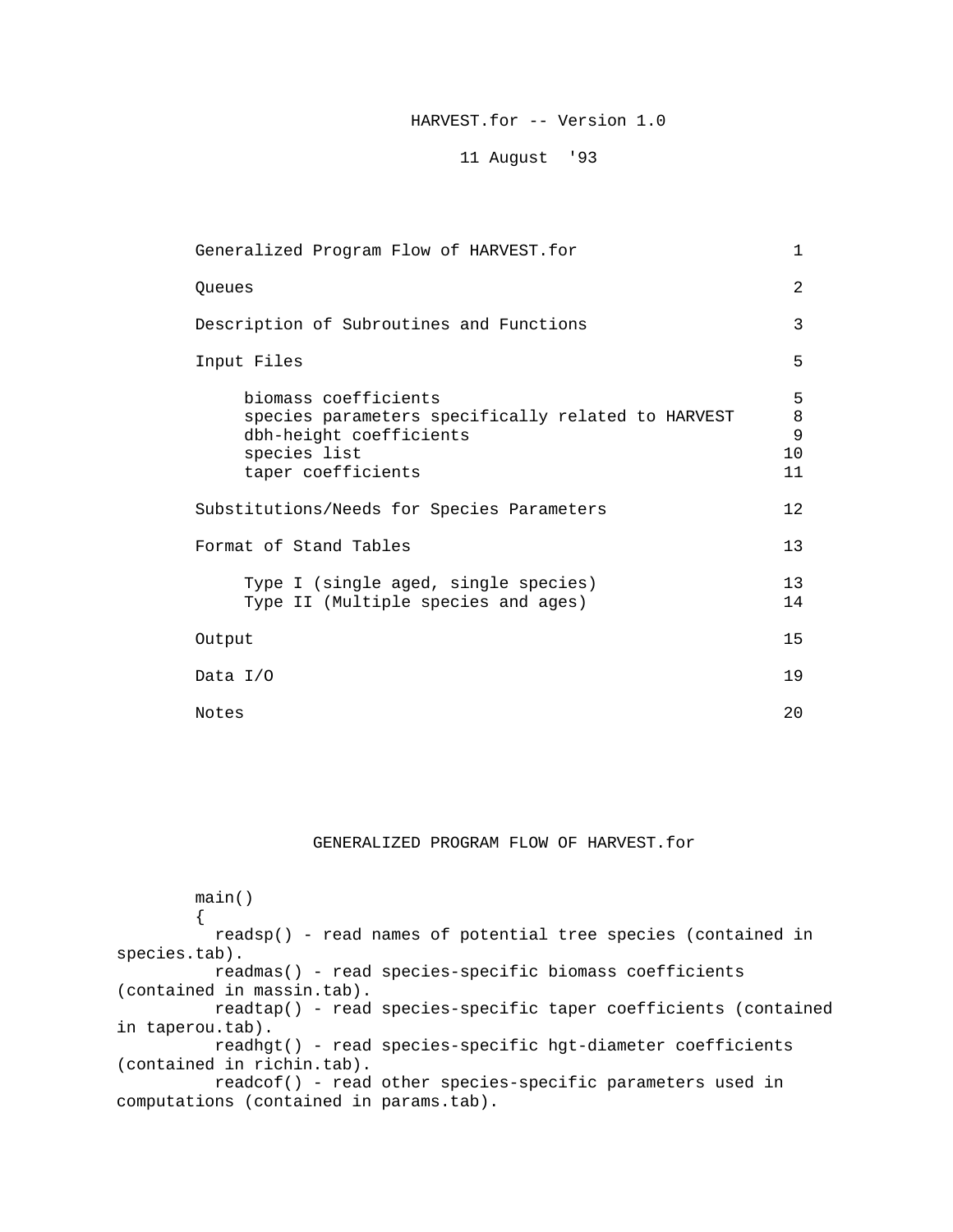# HARVEST.for -- Version 1.0

11 August '93

| | |
|---|---|
| Generalized Program Flow of HARVEST.for | 1 |
| Queues | 2 |
| Description of Subroutines and Functions | 3 |
| Input Files | 5 |
| biomass coefficients | 5 |
| species parameters specifically related to HARVEST | 8 |
| dbh-height coefficients | 9 |
| species list | 10 |
| taper coefficients | 11 |
| Substitutions/Needs for Species Parameters | 12 |
| Format of Stand Tables | 13 |
| Type I (single aged, single species) | 13 |
| Type II (Multiple species and ages) | 14 |
| Output | 15 |
| Data I/O | 19 |
| Notes | 20 |

## GENERALIZED PROGRAM FLOW OF HARVEST.for

```
main()
{
  readsp() - read names of potential tree species (contained in species.tab).
  readmas() - read species-specific biomass coefficients (contained in massin.tab).
  readtap() - read species-specific taper coefficients (contained in taperou.tab).
  readhgt() - read species-specific hgt-diameter coefficients (contained in richin.tab).
  readcof() - read other species-specific parameters used in computations (contained in params.tab).
```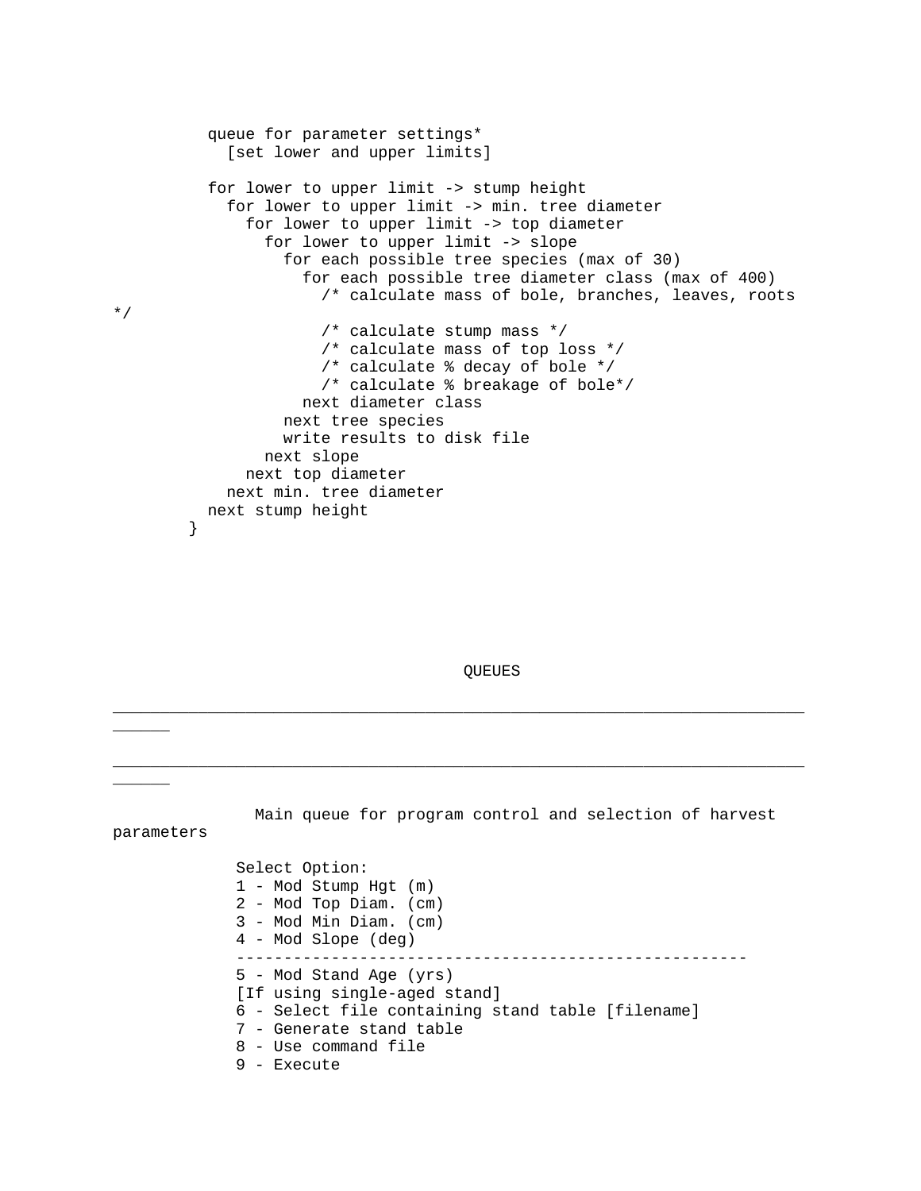```
  queue for parameter settings*
    [set lower and upper limits]

  for lower to upper limit -> stump height
    for lower to upper limit -> min. tree diameter
      for lower to upper limit -> top diameter
        for lower to upper limit -> slope
          for each possible tree species (max of 30)
            for each possible tree diameter class (max of 400)
              /* calculate mass of bole, branches, leaves, roots */
              /* calculate stump mass */
              /* calculate mass of top loss */
              /* calculate % decay of bole */
              /* calculate % breakage of bole*/
            next diameter class
          next tree species
          write results to disk file
        next slope
      next top diameter
    next min. tree diameter
  next stump height
}
```

QUEUES

---

---

Main queue for program control and selection of harvest parameters

```
Select Option:
1 - Mod Stump Hgt (m)
2 - Mod Top Diam. (cm)
3 - Mod Min Diam. (cm)
4 - Mod Slope (deg)
----------------------------------------------------
5 - Mod Stand Age (yrs)
[If using single-aged stand]
6 - Select file containing stand table [filename]
7 - Generate stand table
8 - Use command file
9 - Execute
```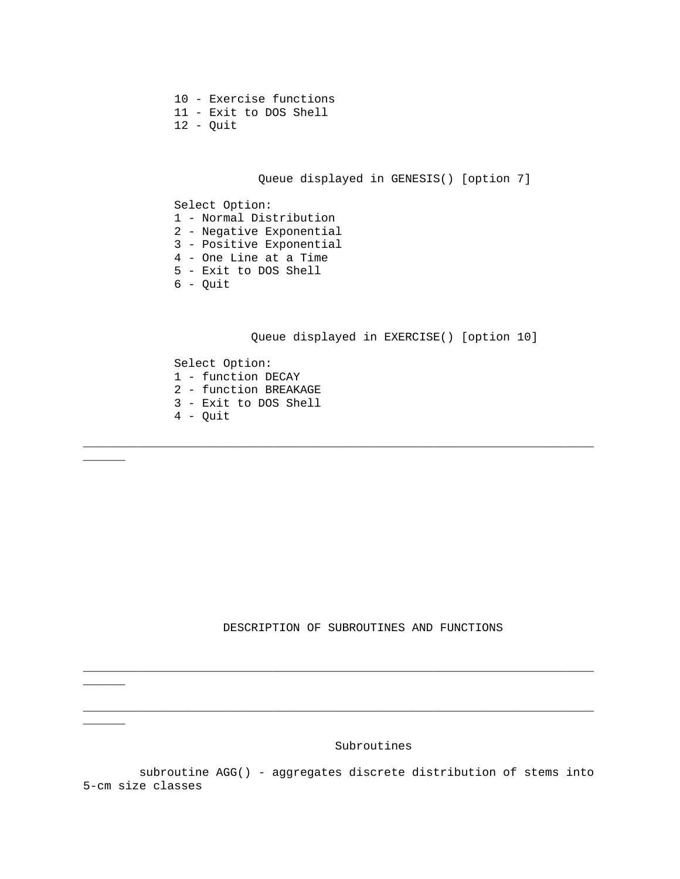```
10 - Exercise functions
11 - Exit to DOS Shell
12 - Quit
```

Queue displayed in GENESIS() [option 7]

```
Select Option:
1 - Normal Distribution
2 - Negative Exponential
3 - Positive Exponential
4 - One Line at a Time
5 - Exit to DOS Shell
6 - Quit
```

Queue displayed in EXERCISE() [option 10]

```
Select Option:
1 - function DECAY
2 - function BREAKAGE
3 - Exit to DOS Shell
4 - Quit
```

---

## DESCRIPTION OF SUBROUTINES AND FUNCTIONS

---

---

### Subroutines

subroutine AGG() - aggregates discrete distribution of stems into 5-cm size classes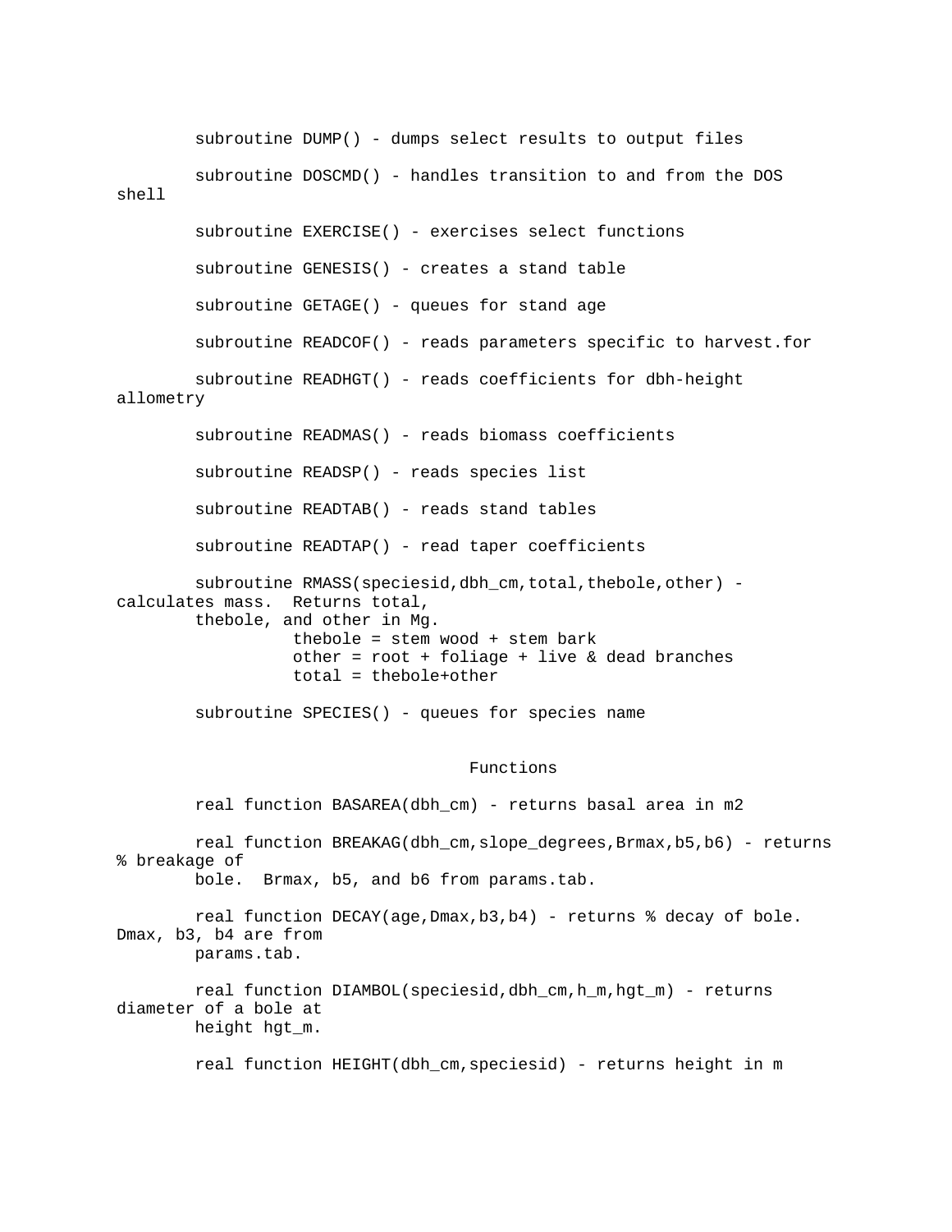subroutine DUMP() - dumps select results to output files

subroutine DOSCMD() - handles transition to and from the DOS shell

subroutine EXERCISE() - exercises select functions

subroutine GENESIS() - creates a stand table

subroutine GETAGE() - queues for stand age

subroutine READCOF() - reads parameters specific to harvest.for

subroutine READHGT() - reads coefficients for dbh-height allometry

subroutine READMAS() - reads biomass coefficients

subroutine READSP() - reads species list

subroutine READTAB() - reads stand tables

subroutine READTAP() - read taper coefficients

subroutine RMASS(speciesid,dbh_cm,total,thebole,other) - calculates mass. Returns total, thebole, and other in Mg.

thebole = stem wood + stem bark
other = root + foliage + live & dead branches
total = thebole+other

subroutine SPECIES() - queues for species name

## Functions

real function BASAREA(dbh_cm) - returns basal area in m2

real function BREAKAG(dbh_cm,slope_degrees,Brmax,b5,b6) - returns % breakage of bole. Brmax, b5, and b6 from params.tab.

real function DECAY(age,Dmax,b3,b4) - returns % decay of bole. Dmax, b3, b4 are from params.tab.

real function DIAMBOL(speciesid,dbh_cm,h_m,hgt_m) - returns diameter of a bole at height hgt_m.

real function HEIGHT(dbh_cm,speciesid) - returns height in m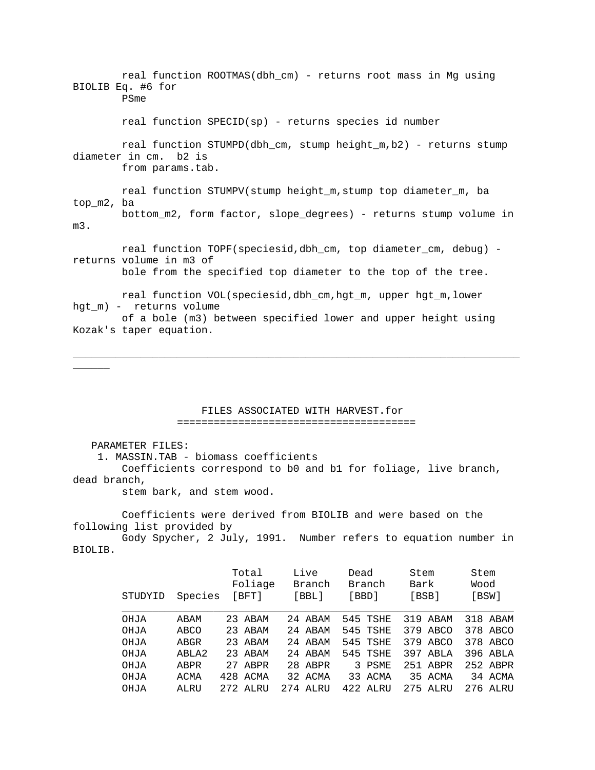real function ROOTMAS(dbh_cm) - returns root mass in Mg using BIOLIB Eq. #6 for PSme

real function SPECID(sp) - returns species id number

real function STUMPD(dbh_cm, stump height_m,b2) - returns stump diameter in cm. b2 is from params.tab.

real function STUMPV(stump height_m,stump top diameter_m, ba top_m2, ba bottom_m2, form factor, slope_degrees) - returns stump volume in m3.

real function TOPF(speciesid,dbh_cm, top diameter_cm, debug) - returns volume in m3 of bole from the specified top diameter to the top of the tree.

real function VOL(speciesid,dbh_cm,hgt_m, upper hgt_m,lower hgt_m) - returns volume of a bole (m3) between specified lower and upper height using Kozak's taper equation.

---

## FILES ASSOCIATED WITH HARVEST.for

PARAMETER FILES:

1. MASSIN.TAB - biomass coefficients
   Coefficients correspond to b0 and b1 for foliage, live branch, dead branch, stem bark, and stem wood.

   Coefficients were derived from BIOLIB and were based on the following list provided by Gody Spycher, 2 July, 1991. Number refers to equation number in BIOLIB.

| STUDYID | Species | Total Foliage [BFT] | Live Branch [BBL] | Dead Branch [BBD] | Stem Bark [BSB] | Stem Wood [BSW] |
|---|---|---|---|---|---|---|
| OHJA | ABAM | 23 ABAM | 24 ABAM | 545 TSHE | 319 ABAM | 318 ABAM |
| OHJA | ABCO | 23 ABAM | 24 ABAM | 545 TSHE | 379 ABCO | 378 ABCO |
| OHJA | ABGR | 23 ABAM | 24 ABAM | 545 TSHE | 379 ABCO | 378 ABCO |
| OHJA | ABLA2 | 23 ABAM | 24 ABAM | 545 TSHE | 397 ABLA | 396 ABLA |
| OHJA | ABPR | 27 ABPR | 28 ABPR | 3 PSME | 251 ABPR | 252 ABPR |
| OHJA | ACMA | 428 ACMA | 32 ACMA | 33 ACMA | 35 ACMA | 34 ACMA |
| OHJA | ALRU | 272 ALRU | 274 ALRU | 422 ALRU | 275 ALRU | 276 ALRU |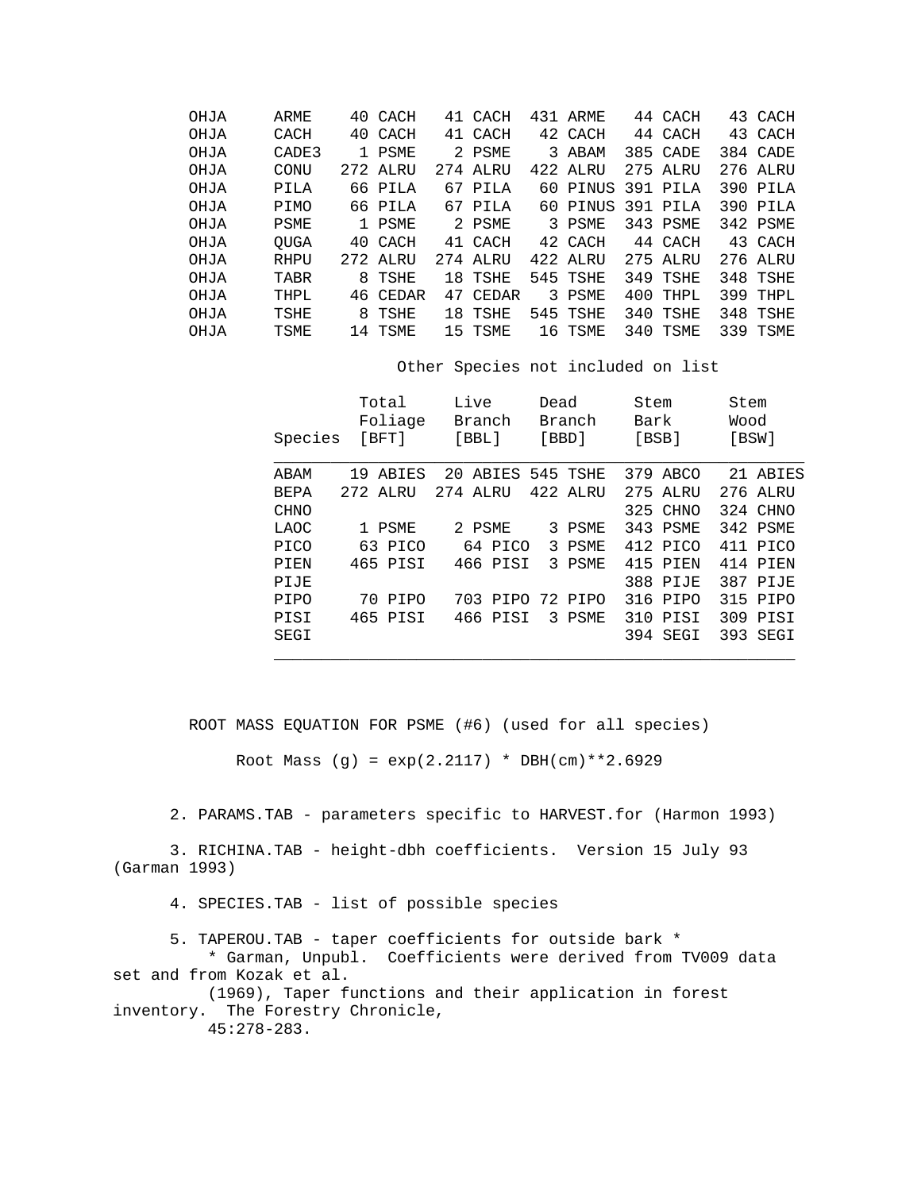| | | | | | | |
|---|---|---|---|---|---|---|
| OHJA | ARME | 40 CACH | 41 CACH | 431 ARME | 44 CACH | 43 CACH |
| OHJA | CACH | 40 CACH | 41 CACH | 42 CACH | 44 CACH | 43 CACH |
| OHJA | CADE3 | 1 PSME | 2 PSME | 3 ABAM | 385 CADE | 384 CADE |
| OHJA | CONU | 272 ALRU | 274 ALRU | 422 ALRU | 275 ALRU | 276 ALRU |
| OHJA | PILA | 66 PILA | 67 PILA | 60 PINUS | 391 PILA | 390 PILA |
| OHJA | PIMO | 66 PILA | 67 PILA | 60 PINUS | 391 PILA | 390 PILA |
| OHJA | PSME | 1 PSME | 2 PSME | 3 PSME | 343 PSME | 342 PSME |
| OHJA | QUGA | 40 CACH | 41 CACH | 42 CACH | 44 CACH | 43 CACH |
| OHJA | RHPU | 272 ALRU | 274 ALRU | 422 ALRU | 275 ALRU | 276 ALRU |
| OHJA | TABR | 8 TSHE | 18 TSHE | 545 TSHE | 349 TSHE | 348 TSHE |
| OHJA | THPL | 46 CEDAR | 47 CEDAR | 3 PSME | 400 THPL | 399 THPL |
| OHJA | TSHE | 8 TSHE | 18 TSHE | 545 TSHE | 340 TSHE | 348 TSHE |
| OHJA | TSME | 14 TSME | 15 TSME | 16 TSME | 340 TSME | 339 TSME |

Other Species not included on list

| Species | Total Foliage [BFT] | Live Branch [BBL] | Dead Branch [BBD] | Stem Bark [BSB] | Stem Wood [BSW] |
|---|---|---|---|---|---|
| ABAM | 19 ABIES | 20 ABIES | 545 TSHE | 379 ABCO | 21 ABIES |
| BEPA | 272 ALRU | 274 ALRU | 422 ALRU | 275 ALRU | 276 ALRU |
| CHNO | | | | 325 CHNO | 324 CHNO |
| LAOC | 1 PSME | 2 PSME | 3 PSME | 343 PSME | 342 PSME |
| PICO | 63 PICO | 64 PICO | 3 PSME | 412 PICO | 411 PICO |
| PIEN | 465 PISI | 466 PISI | 3 PSME | 415 PIEN | 414 PIEN |
| PIJE | | | | 388 PIJE | 387 PIJE |
| PIPO | 70 PIPO | 703 PIPO | 72 PIPO | 316 PIPO | 315 PIPO |
| PISI | 465 PISI | 466 PISI | 3 PSME | 310 PISI | 309 PISI |
| SEGI | | | | 394 SEGI | 393 SEGI |

ROOT MASS EQUATION FOR PSME (#6) (used for all species)

$$\text{Root Mass (g)} = \exp(2.2117) * \text{DBH(cm)}^{2.6929}$$

2. PARAMS.TAB - parameters specific to HARVEST.for (Harmon 1993)

3. RICHINA.TAB - height-dbh coefficients. Version 15 July 93 (Garman 1993)

4. SPECIES.TAB - list of possible species

5. TAPEROU.TAB - taper coefficients for outside bark *
   * Garman, Unpubl. Coefficients were derived from TV009 data set and from Kozak et al. (1969), Taper functions and their application in forest inventory. The Forestry Chronicle, 45:278-283.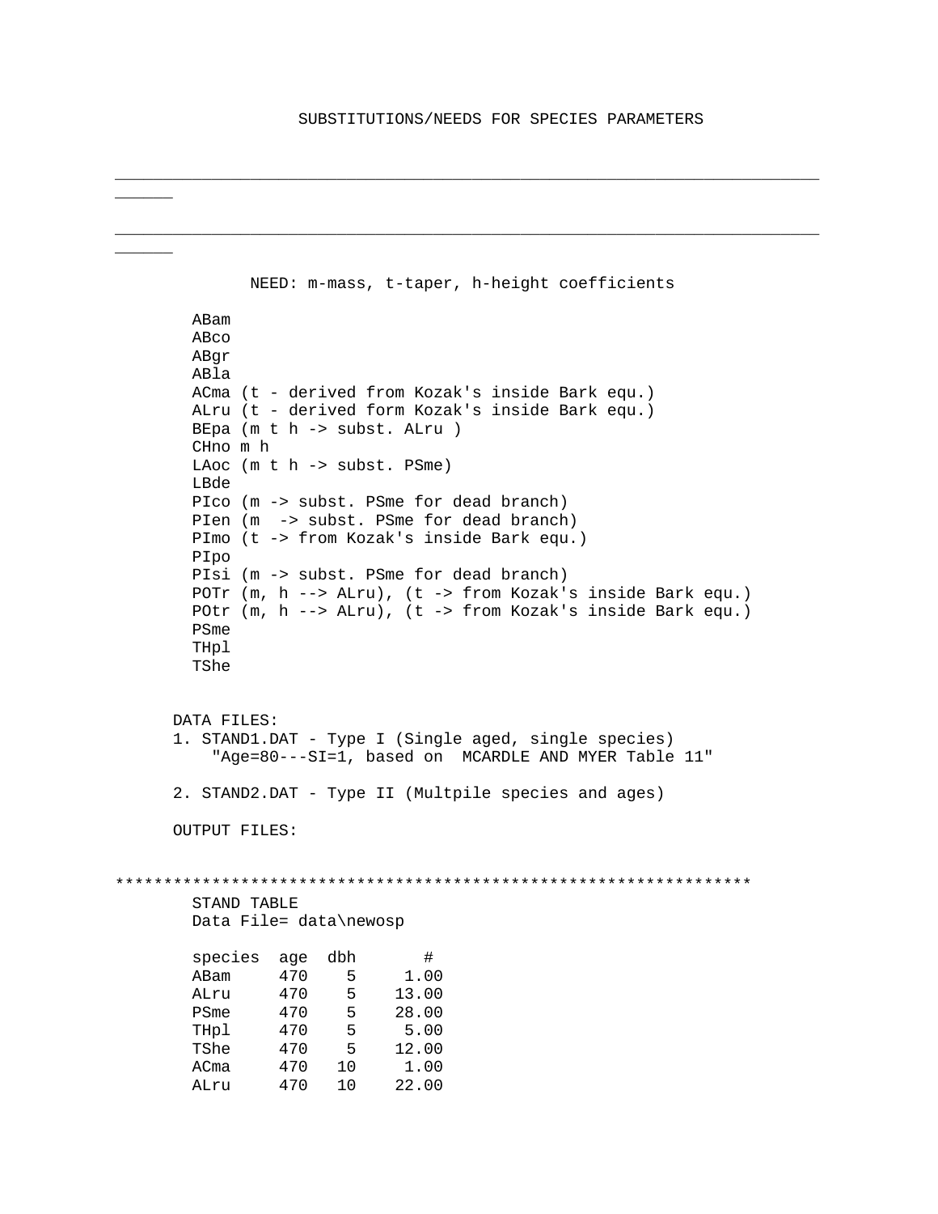SUBSTITUTIONS/NEEDS FOR SPECIES PARAMETERS

---

---

NEED: m-mass, t-taper, h-height coefficients

```
ABam
ABco
ABgr
ABla
ACma (t - derived from Kozak's inside Bark equ.)
ALru (t - derived form Kozak's inside Bark equ.)
BEpa (m t h -> subst. ALru )
CHno m h
LAoc (m t h -> subst. PSme)
LBde
PIco (m -> subst. PSme for dead branch)
PIen (m  -> subst. PSme for dead branch)
PImo (t -> from Kozak's inside Bark equ.)
PIpo
PIsi (m -> subst. PSme for dead branch)
POTr (m, h --> ALru), (t -> from Kozak's inside Bark equ.)
POtr (m, h --> ALru), (t -> from Kozak's inside Bark equ.)
PSme
THpl
TShe
```

DATA FILES:

1. STAND1.DAT - Type I (Single aged, single species)
   "Age=80---SI=1, based on  MCARDLE AND MYER Table 11"

2. STAND2.DAT - Type II (Multpile species and ages)

OUTPUT FILES:

```
*****************************************************************
  STAND TABLE
  Data File= data\newosp

  species  age  dbh       #
  ABam     470    5     1.00
  ALru     470    5    13.00
  PSme     470    5    28.00
  THpl     470    5     5.00
  TShe     470    5    12.00
  ACma     470   10     1.00
  ALru     470   10    22.00
```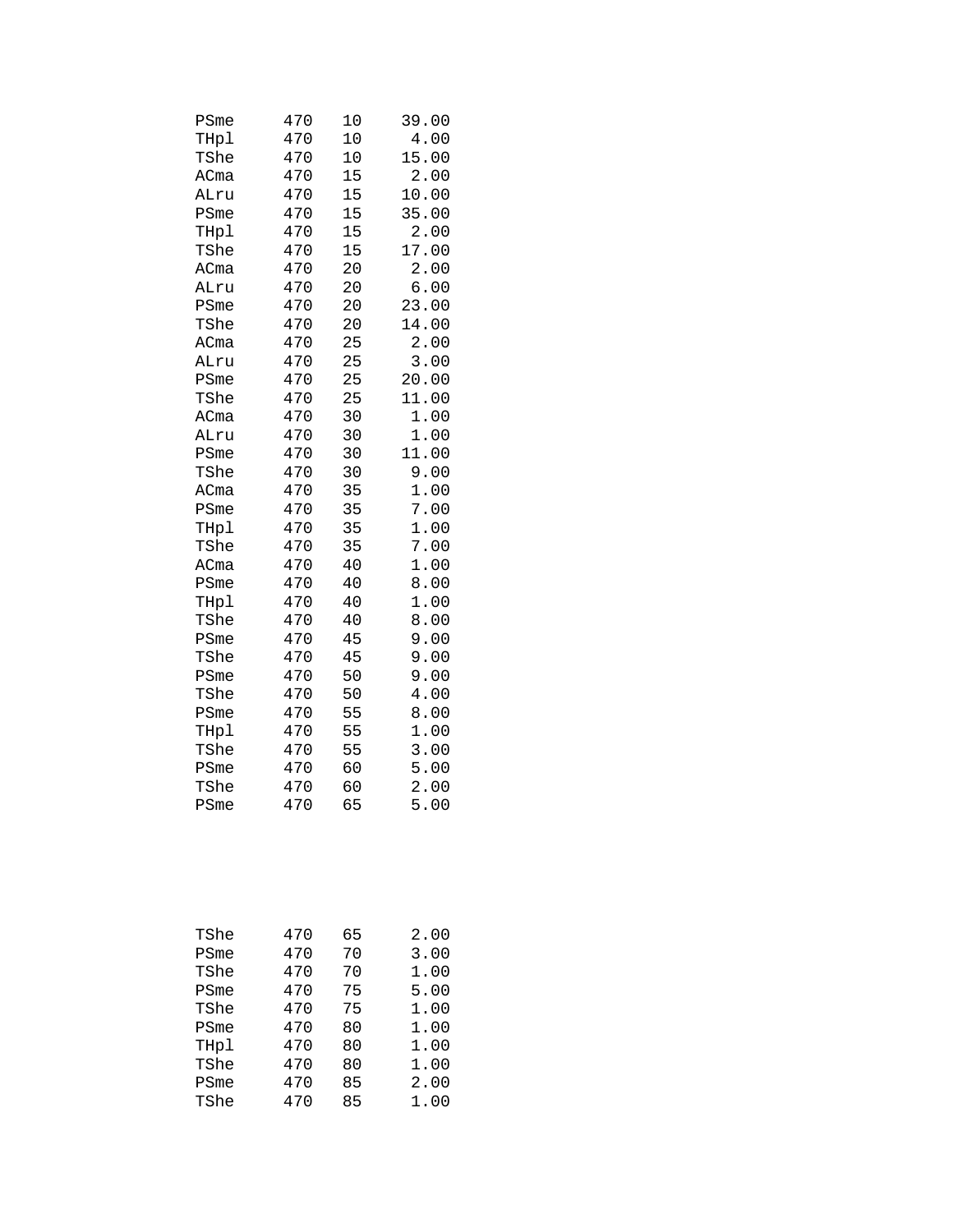| | | | |
|---|---|---|---|
| PSme | 470 | 10 | 39.00 |
| THpl | 470 | 10 | 4.00 |
| TShe | 470 | 10 | 15.00 |
| ACma | 470 | 15 | 2.00 |
| ALru | 470 | 15 | 10.00 |
| PSme | 470 | 15 | 35.00 |
| THpl | 470 | 15 | 2.00 |
| TShe | 470 | 15 | 17.00 |
| ACma | 470 | 20 | 2.00 |
| ALru | 470 | 20 | 6.00 |
| PSme | 470 | 20 | 23.00 |
| TShe | 470 | 20 | 14.00 |
| ACma | 470 | 25 | 2.00 |
| ALru | 470 | 25 | 3.00 |
| PSme | 470 | 25 | 20.00 |
| TShe | 470 | 25 | 11.00 |
| ACma | 470 | 30 | 1.00 |
| ALru | 470 | 30 | 1.00 |
| PSme | 470 | 30 | 11.00 |
| TShe | 470 | 30 | 9.00 |
| ACma | 470 | 35 | 1.00 |
| PSme | 470 | 35 | 7.00 |
| THpl | 470 | 35 | 1.00 |
| TShe | 470 | 35 | 7.00 |
| ACma | 470 | 40 | 1.00 |
| PSme | 470 | 40 | 8.00 |
| THpl | 470 | 40 | 1.00 |
| TShe | 470 | 40 | 8.00 |
| PSme | 470 | 45 | 9.00 |
| TShe | 470 | 45 | 9.00 |
| PSme | 470 | 50 | 9.00 |
| TShe | 470 | 50 | 4.00 |
| PSme | 470 | 55 | 8.00 |
| THpl | 470 | 55 | 1.00 |
| TShe | 470 | 55 | 3.00 |
| PSme | 470 | 60 | 5.00 |
| TShe | 470 | 60 | 2.00 |
| PSme | 470 | 65 | 5.00 |
| TShe | 470 | 65 | 2.00 |
| PSme | 470 | 70 | 3.00 |
| TShe | 470 | 70 | 1.00 |
| PSme | 470 | 75 | 5.00 |
| TShe | 470 | 75 | 1.00 |
| PSme | 470 | 80 | 1.00 |
| THpl | 470 | 80 | 1.00 |
| TShe | 470 | 80 | 1.00 |
| PSme | 470 | 85 | 2.00 |
| TShe | 470 | 85 | 1.00 |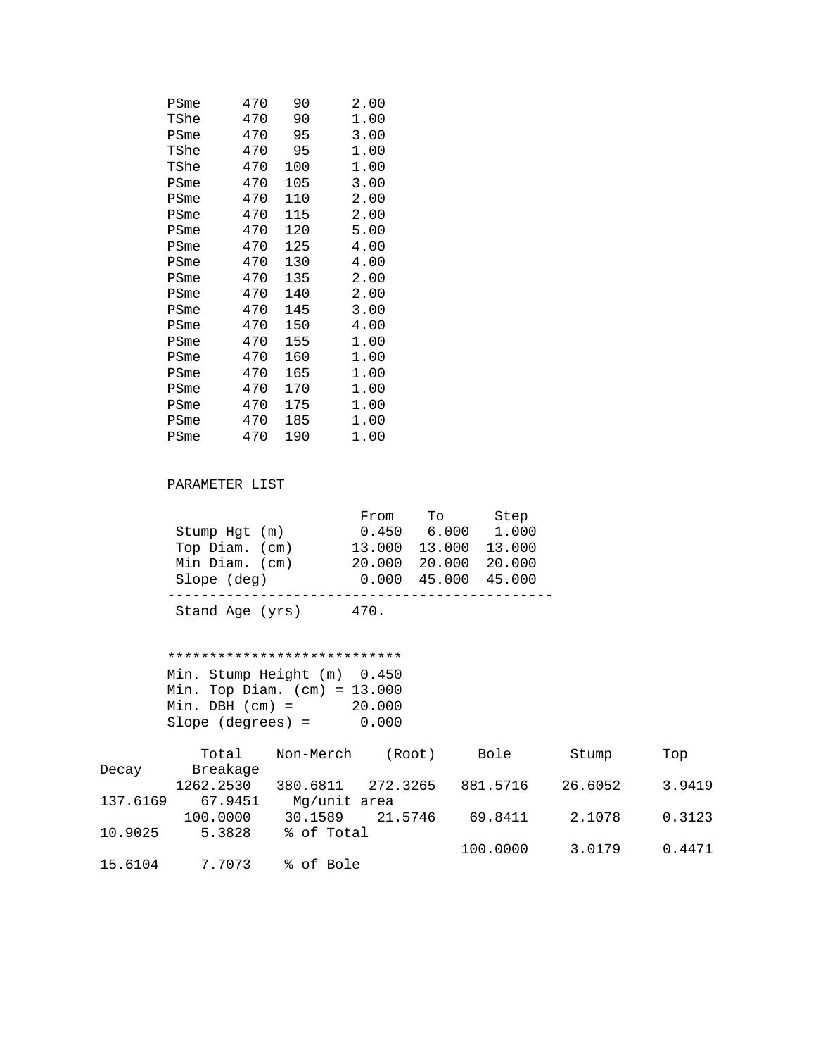```
PSme     470   90     2.00
TShe     470   90     1.00
PSme     470   95     3.00
TShe     470   95     1.00
TShe     470  100     1.00
PSme     470  105     3.00
PSme     470  110     2.00
PSme     470  115     2.00
PSme     470  120     5.00
PSme     470  125     4.00
PSme     470  130     4.00
PSme     470  135     2.00
PSme     470  140     2.00
PSme     470  145     3.00
PSme     470  150     4.00
PSme     470  155     1.00
PSme     470  160     1.00
PSme     470  165     1.00
PSme     470  170     1.00
PSme     470  175     1.00
PSme     470  185     1.00
PSme     470  190     1.00
```

PARAMETER LIST

| | From | To | Step |
|---|---|---|---|
| Stump Hgt (m) | 0.450 | 6.000 | 1.000 |
| Top Diam. (cm) | 13.000 | 13.000 | 13.000 |
| Min Diam. (cm) | 20.000 | 20.000 | 20.000 |
| Slope (deg) | 0.000 | 45.000 | 45.000 |
| Stand Age (yrs) | 470. | | |

```
****************************
Min. Stump Height (m)  0.450
Min. Top Diam. (cm) = 13.000
Min. DBH (cm) =       20.000
Slope (degrees) =      0.000
```

| Total | Non-Merch | (Root) | Bole | Stump | Top | Decay | Breakage | |
|---|---|---|---|---|---|---|---|---|
| 1262.2530 | 380.6811 | 272.3265 | 881.5716 | 26.6052 | 3.9419 | 137.6169 | 67.9451 | Mg/unit area |
| 100.0000 | 30.1589 | 21.5746 | 69.8411 | 2.1078 | 0.3123 | 10.9025 | 5.3828 | % of Total |
| | | | 100.0000 | 3.0179 | 0.4471 | 15.6104 | 7.7073 | % of Bole |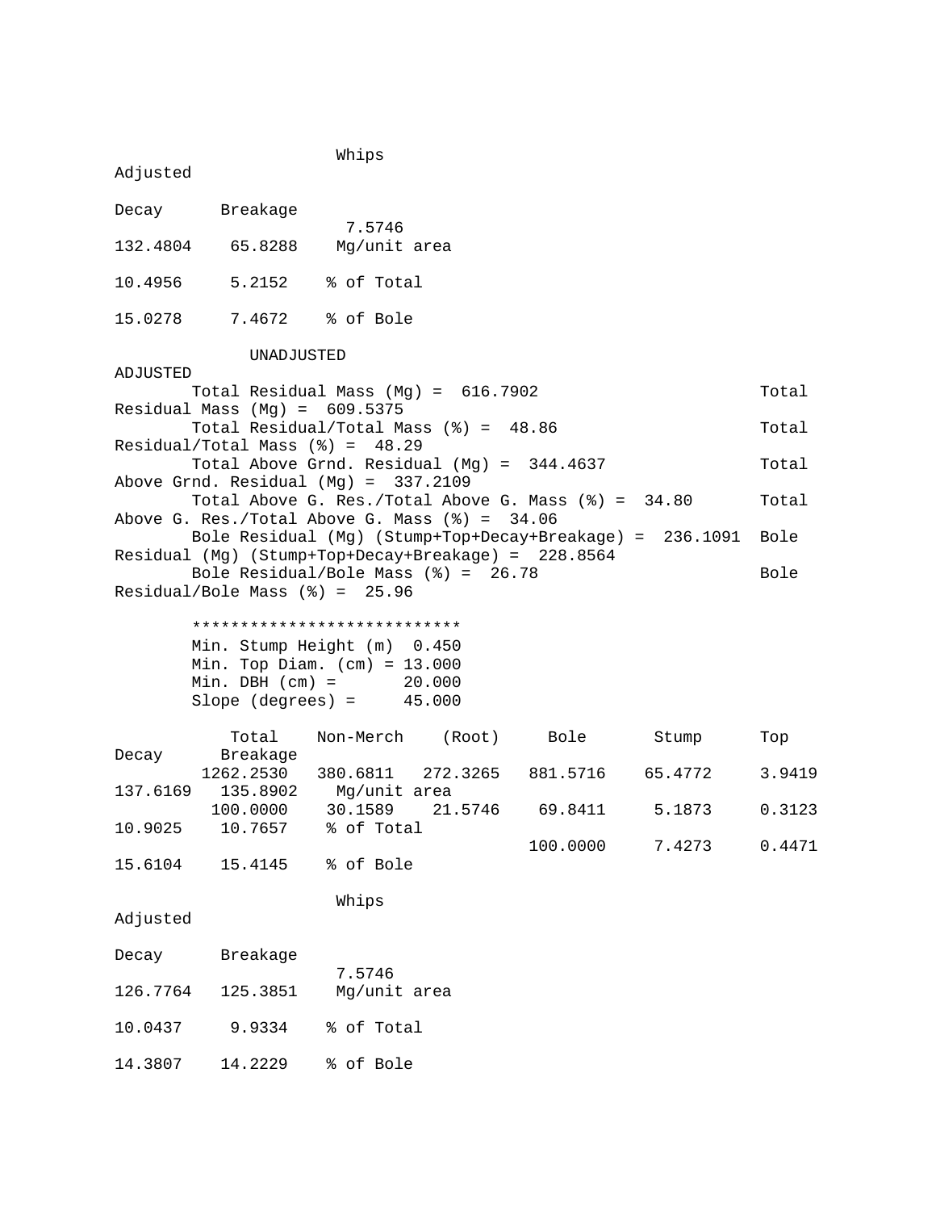| | Whips | Adjusted | | |
|---|---|---|---|---|
| Decay | Breakage | | | |
| | | 7.5746 | | |
| 132.4804 | 65.8288 | Mg/unit area | | |
| 10.4956 | 5.2152 | % of Total | | |
| 15.0278 | 7.4672 | % of Bole | | |

UNADJUSTED | ADJUSTED
---|---
Total Residual Mass (Mg) = 616.7902 | Total Residual Mass (Mg) = 609.5375
Total Residual/Total Mass (%) = 48.86 | Total Residual/Total Mass (%) = 48.29
Total Above Grnd. Residual (Mg) = 344.4637 | Total Above Grnd. Residual (Mg) = 337.2109
Total Above G. Res./Total Above G. Mass (%) = 34.80 | Total Above G. Res./Total Above G. Mass (%) = 34.06
Bole Residual (Mg) (Stump+Top+Decay+Breakage) = 236.1091 | Bole Residual (Mg) (Stump+Top+Decay+Breakage) = 228.8564
Bole Residual/Bole Mass (%) = 26.78 | Bole Residual/Bole Mass (%) = 25.96

```
*****************************
Min. Stump Height (m)  0.450
Min. Top Diam. (cm) = 13.000
Min. DBH (cm) =       20.000
Slope (degrees) =     45.000
```

| Total | Non-Merch | (Root) | Bole | Stump | Top | Decay | Breakage | |
|---|---|---|---|---|---|---|---|---|
| 1262.2530 | 380.6811 | 272.3265 | 881.5716 | 65.4772 | 3.9419 | 137.6169 | 135.8902 | Mg/unit area |
| 100.0000 | 30.1589 | 21.5746 | 69.8411 | 5.1873 | 0.3123 | 10.9025 | 10.7657 | % of Total |
| | | | 100.0000 | 7.4273 | 0.4471 | 15.6104 | 15.4145 | % of Bole |

| | Whips | Adjusted | | |
|---|---|---|---|---|
| Decay | Breakage | | | |
| | | 7.5746 | | |
| 126.7764 | 125.3851 | Mg/unit area | | |
| 10.0437 | 9.9334 | % of Total | | |
| 14.3807 | 14.2229 | % of Bole | | |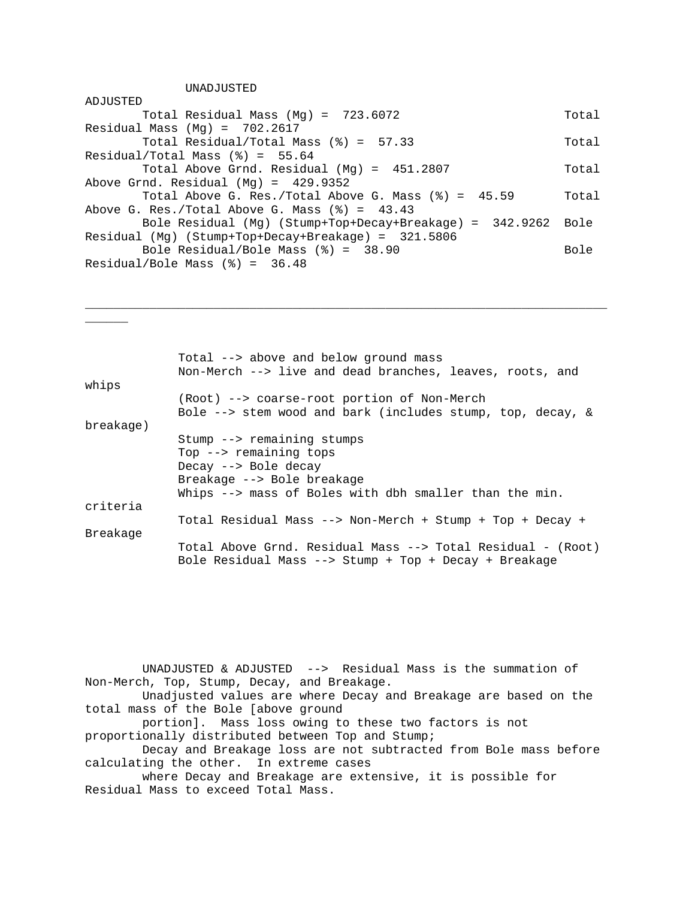| UNADJUSTED | ADJUSTED |
|---|---|
| Total Residual Mass (Mg) = 723.6072 | Total Residual Mass (Mg) = 702.2617 |
| Total Residual/Total Mass (%) = 57.33 | Total Residual/Total Mass (%) = 55.64 |
| Total Above Grnd. Residual (Mg) = 451.2807 | Total Above Grnd. Residual (Mg) = 429.9352 |
| Total Above G. Res./Total Above G. Mass (%) = 45.59 | Total Above G. Res./Total Above G. Mass (%) = 43.43 |
| Bole Residual (Mg) (Stump+Top+Decay+Breakage) = 342.9262 | Bole Residual (Mg) (Stump+Top+Decay+Breakage) = 321.5806 |
| Bole Residual/Bole Mass (%) = 38.90 | Bole Residual/Bole Mass (%) = 36.48 |

---

```
Total --> above and below ground mass
Non-Merch --> live and dead branches, leaves, roots, and whips
(Root) --> coarse-root portion of Non-Merch
Bole --> stem wood and bark (includes stump, top, decay, & breakage)
Stump --> remaining stumps
Top --> remaining tops
Decay --> Bole decay
Breakage --> Bole breakage
Whips --> mass of Boles with dbh smaller than the min. criteria
Total Residual Mass --> Non-Merch + Stump + Top + Decay + Breakage
Total Above Grnd. Residual Mass --> Total Residual - (Root)
Bole Residual Mass --> Stump + Top + Decay + Breakage
```

UNADJUSTED & ADJUSTED --> Residual Mass is the summation of Non-Merch, Top, Stump, Decay, and Breakage.

Unadjusted values are where Decay and Breakage are based on the total mass of the Bole [above ground portion]. Mass loss owing to these two factors is not proportionally distributed between Top and Stump; Decay and Breakage loss are not subtracted from Bole mass before calculating the other. In extreme cases where Decay and Breakage are extensive, it is possible for Residual Mass to exceed Total Mass.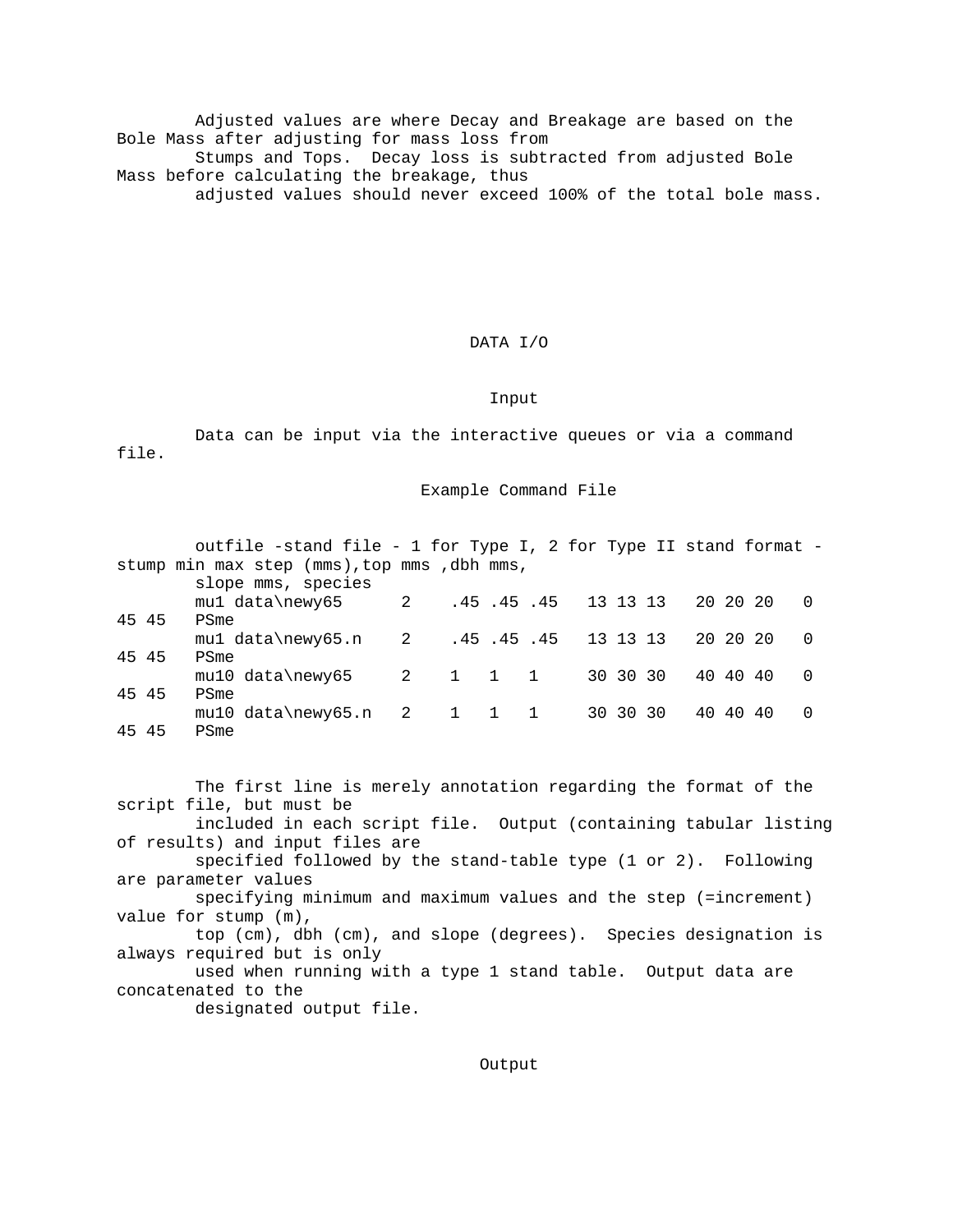Adjusted values are where Decay and Breakage are based on the Bole Mass after adjusting for mass loss from Stumps and Tops. Decay loss is subtracted from adjusted Bole Mass before calculating the breakage, thus adjusted values should never exceed 100% of the total bole mass.

# DATA I/O

## Input

Data can be input via the interactive queues or via a command file.

### Example Command File

```
outfile -stand file - 1 for Type I, 2 for Type II stand format - stump min max step (mms),top mms ,dbh mms,
slope mms, species
mu1 data\newy65      2    .45 .45 .45   13 13 13   20 20 20   0 45 45   PSme
mu1 data\newy65.n    2    .45 .45 .45   13 13 13   20 20 20   0 45 45   PSme
mu10 data\newy65     2    1   1   1     30 30 30   40 40 40   0 45 45   PSme
mu10 data\newy65.n   2    1   1   1     30 30 30   40 40 40   0 45 45   PSme
```

The first line is merely annotation regarding the format of the script file, but must be included in each script file. Output (containing tabular listing of results) and input files are specified followed by the stand-table type (1 or 2). Following are parameter values specifying minimum and maximum values and the step (=increment) value for stump (m), top (cm), dbh (cm), and slope (degrees). Species designation is always required but is only used when running with a type 1 stand table. Output data are concatenated to the designated output file.

## Output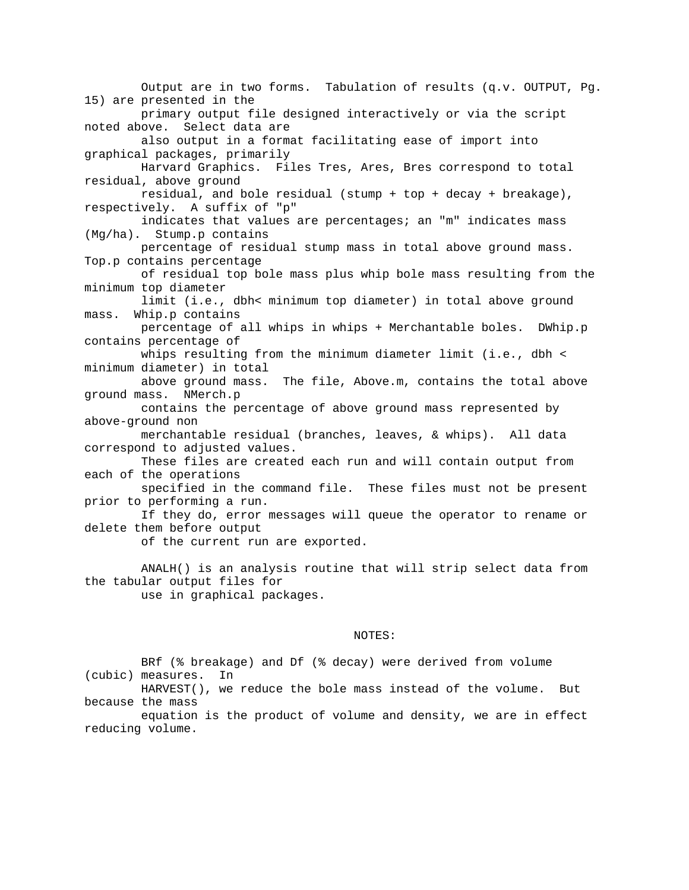Output are in two forms. Tabulation of results (q.v. OUTPUT, Pg. 15) are presented in the primary output file designed interactively or via the script noted above. Select data are also output in a format facilitating ease of import into graphical packages, primarily Harvard Graphics. Files Tres, Ares, Bres correspond to total residual, above ground residual, and bole residual (stump + top + decay + breakage), respectively. A suffix of "p" indicates that values are percentages; an "m" indicates mass (Mg/ha). Stump.p contains percentage of residual stump mass in total above ground mass. Top.p contains percentage of residual top bole mass plus whip bole mass resulting from the minimum top diameter limit (i.e., dbh< minimum top diameter) in total above ground mass. Whip.p contains percentage of all whips in whips + Merchantable boles. DWhip.p contains percentage of whips resulting from the minimum diameter limit (i.e., dbh < minimum diameter) in total above ground mass. The file, Above.m, contains the total above ground mass. NMerch.p contains the percentage of above ground mass represented by above-ground non merchantable residual (branches, leaves, & whips). All data correspond to adjusted values. These files are created each run and will contain output from each of the operations specified in the command file. These files must not be present prior to performing a run. If they do, error messages will queue the operator to rename or delete them before output of the current run are exported.

ANALH() is an analysis routine that will strip select data from the tabular output files for use in graphical packages.

NOTES:

BRf (% breakage) and Df (% decay) were derived from volume (cubic) measures. In HARVEST(), we reduce the bole mass instead of the volume. But because the mass equation is the product of volume and density, we are in effect reducing volume.